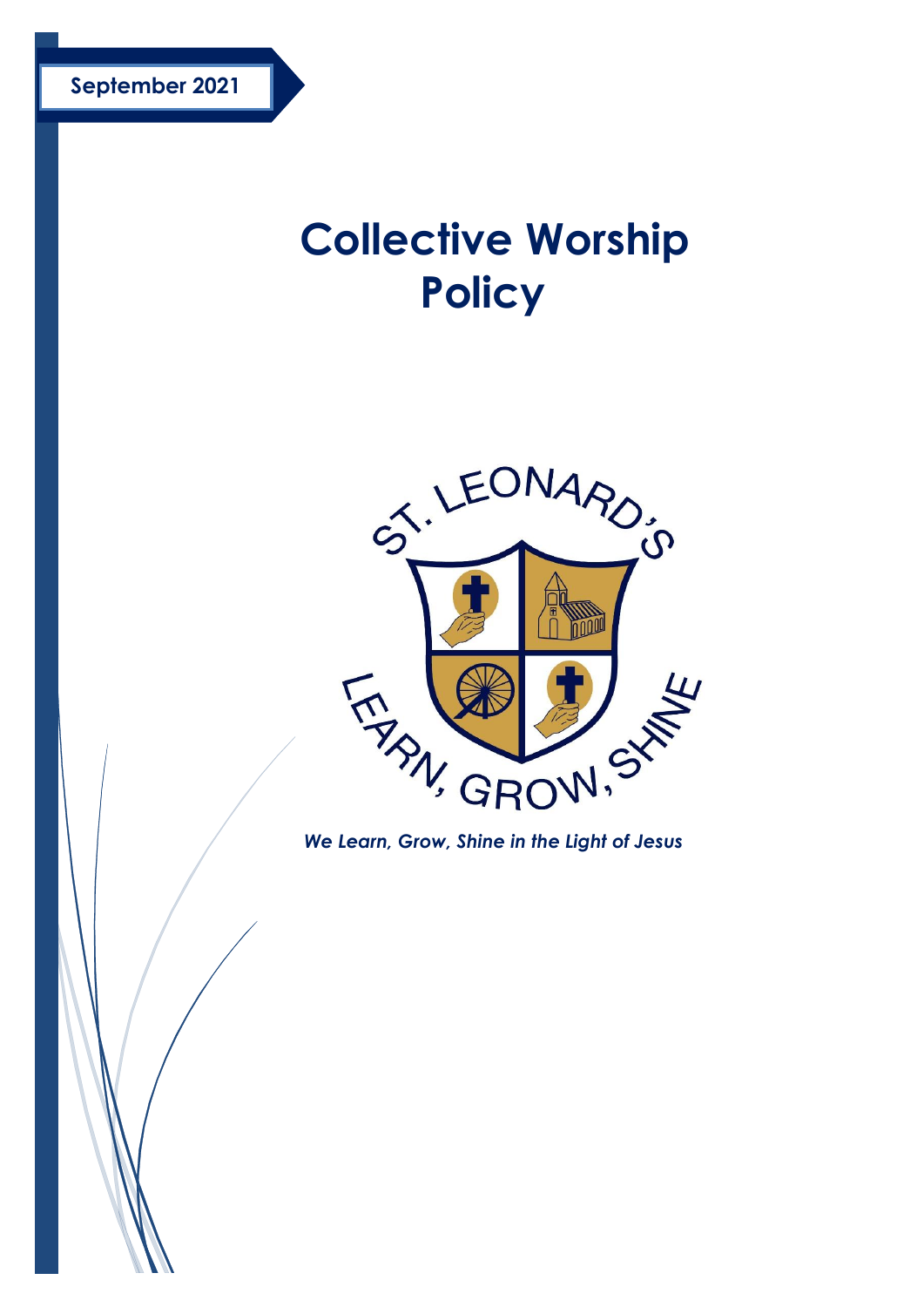**September 2021**

# Collective Worship Policy

ST. LEONARD'S

LEARN, GROW, SHINE

*We Learn, Grow, Shine in the Light of Jesus*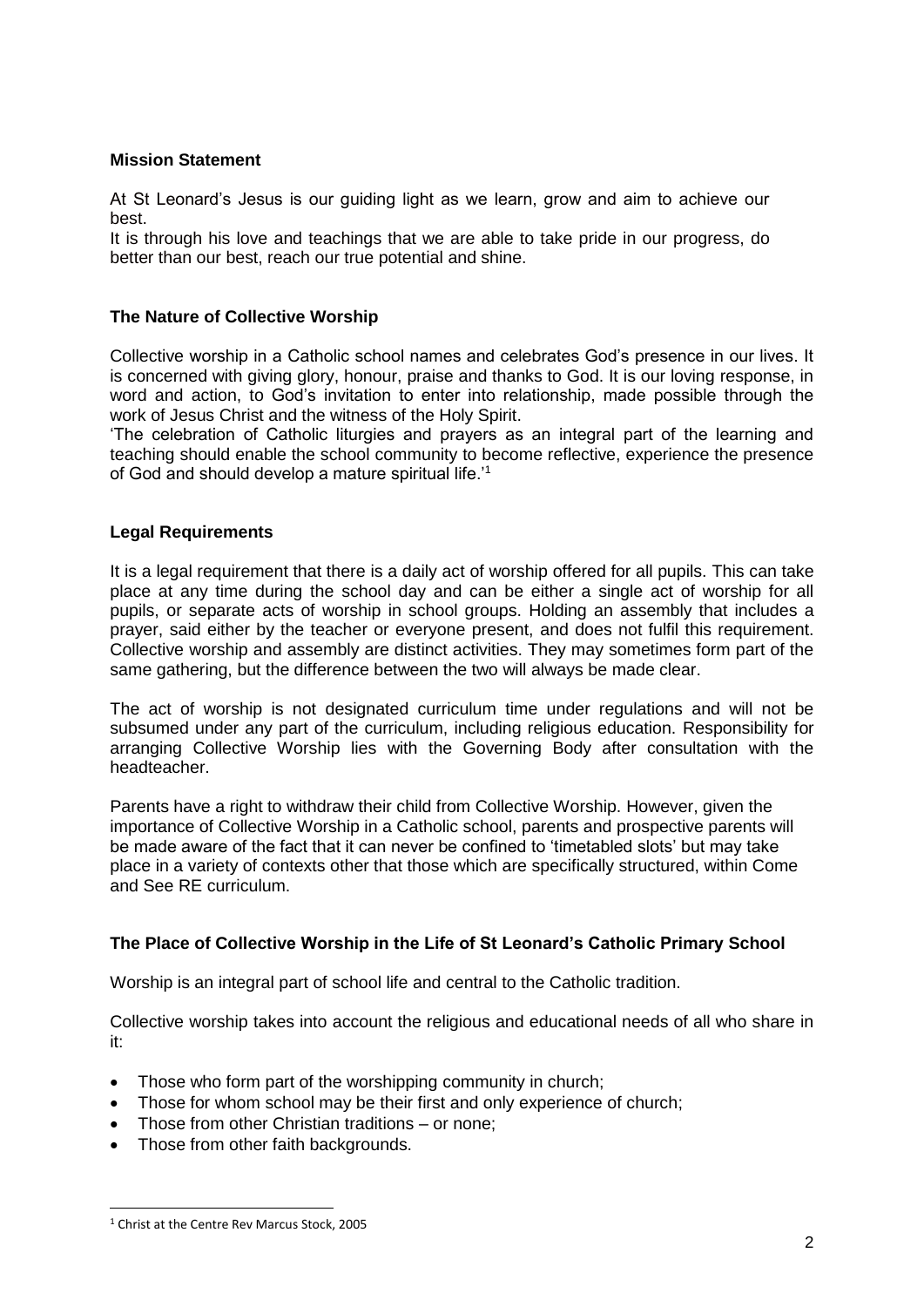**Mission Statement**

At St Leonard's Jesus is our guiding light as we learn, grow and aim to achieve our best.
It is through his love and teachings that we are able to take pride in our progress, do better than our best, reach our true potential and shine.

**The Nature of Collective Worship**

Collective worship in a Catholic school names and celebrates God's presence in our lives. It is concerned with giving glory, honour, praise and thanks to God. It is our loving response, in word and action, to God's invitation to enter into relationship, made possible through the work of Jesus Christ and the witness of the Holy Spirit.
'The celebration of Catholic liturgies and prayers as an integral part of the learning and teaching should enable the school community to become reflective, experience the presence of God and should develop a mature spiritual life.'[1]

**Legal Requirements**

It is a legal requirement that there is a daily act of worship offered for all pupils. This can take place at any time during the school day and can be either a single act of worship for all pupils, or separate acts of worship in school groups. Holding an assembly that includes a prayer, said either by the teacher or everyone present, and does not fulfil this requirement. Collective worship and assembly are distinct activities. They may sometimes form part of the same gathering, but the difference between the two will always be made clear.

The act of worship is not designated curriculum time under regulations and will not be subsumed under any part of the curriculum, including religious education. Responsibility for arranging Collective Worship lies with the Governing Body after consultation with the headteacher.

Parents have a right to withdraw their child from Collective Worship. However, given the importance of Collective Worship in a Catholic school, parents and prospective parents will be made aware of the fact that it can never be confined to 'timetabled slots' but may take place in a variety of contexts other that those which are specifically structured, within Come and See RE curriculum.

**The Place of Collective Worship in the Life of St Leonard's Catholic Primary School**

Worship is an integral part of school life and central to the Catholic tradition.

Collective worship takes into account the religious and educational needs of all who share in it:

- Those who form part of the worshipping community in church;
- Those for whom school may be their first and only experience of church;
- Those from other Christian traditions – or none;
- Those from other faith backgrounds.

[1] Christ at the Centre Rev Marcus Stock, 2005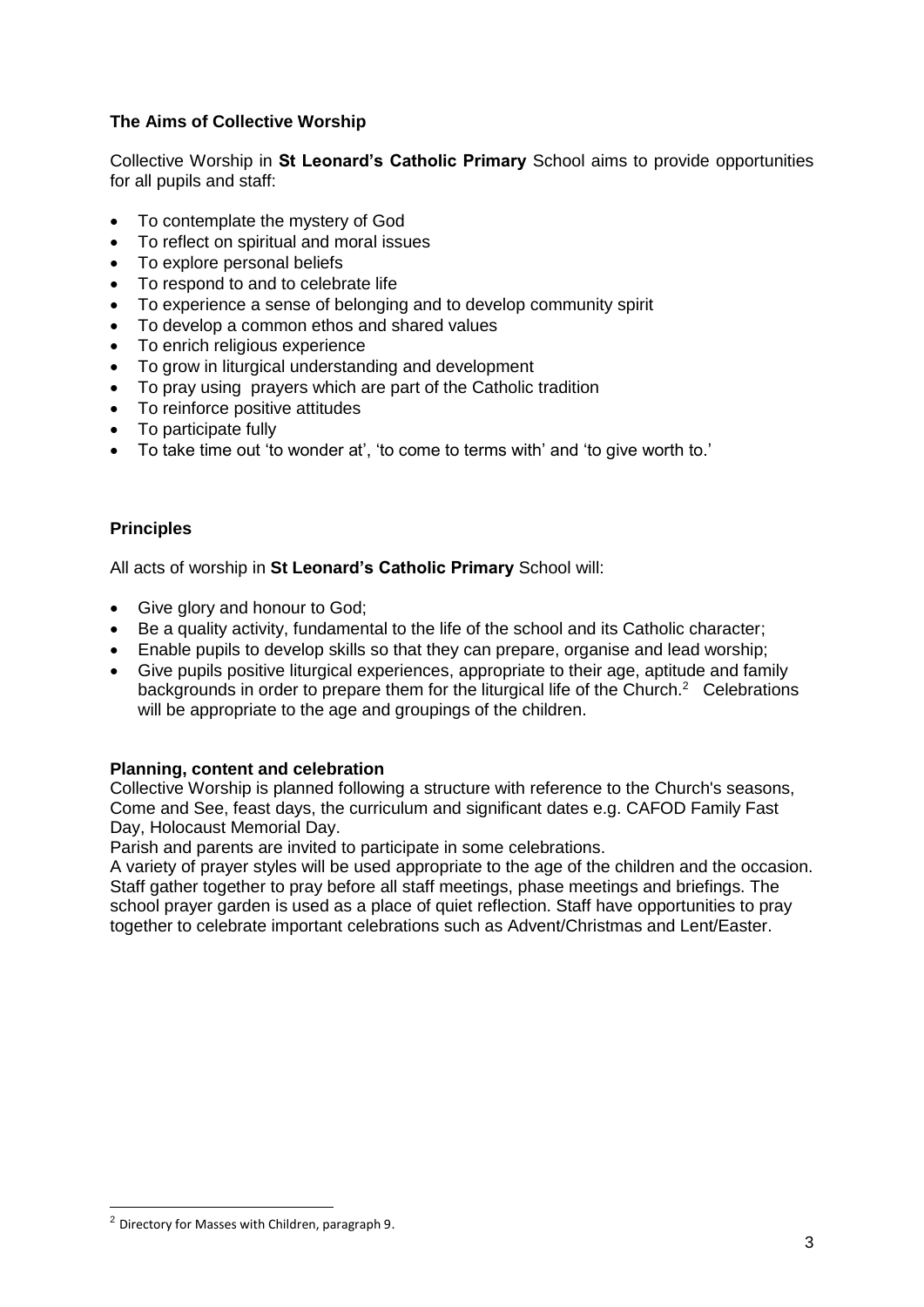### The Aims of Collective Worship

Collective Worship in **St Leonard's Catholic Primary** School aims to provide opportunities for all pupils and staff:

- To contemplate the mystery of God
- To reflect on spiritual and moral issues
- To explore personal beliefs
- To respond to and to celebrate life
- To experience a sense of belonging and to develop community spirit
- To develop a common ethos and shared values
- To enrich religious experience
- To grow in liturgical understanding and development
- To pray using prayers which are part of the Catholic tradition
- To reinforce positive attitudes
- To participate fully
- To take time out 'to wonder at', 'to come to terms with' and 'to give worth to.'

### Principles

All acts of worship in **St Leonard's Catholic Primary** School will:

- Give glory and honour to God;
- Be a quality activity, fundamental to the life of the school and its Catholic character;
- Enable pupils to develop skills so that they can prepare, organise and lead worship;
- Give pupils positive liturgical experiences, appropriate to their age, aptitude and family backgrounds in order to prepare them for the liturgical life of the Church.[2] Celebrations will be appropriate to the age and groupings of the children.

### Planning, content and celebration

Collective Worship is planned following a structure with reference to the Church's seasons, Come and See, feast days, the curriculum and significant dates e.g. CAFOD Family Fast Day, Holocaust Memorial Day.

Parish and parents are invited to participate in some celebrations.

A variety of prayer styles will be used appropriate to the age of the children and the occasion. Staff gather together to pray before all staff meetings, phase meetings and briefings. The school prayer garden is used as a place of quiet reflection. Staff have opportunities to pray together to celebrate important celebrations such as Advent/Christmas and Lent/Easter.

[2] Directory for Masses with Children, paragraph 9.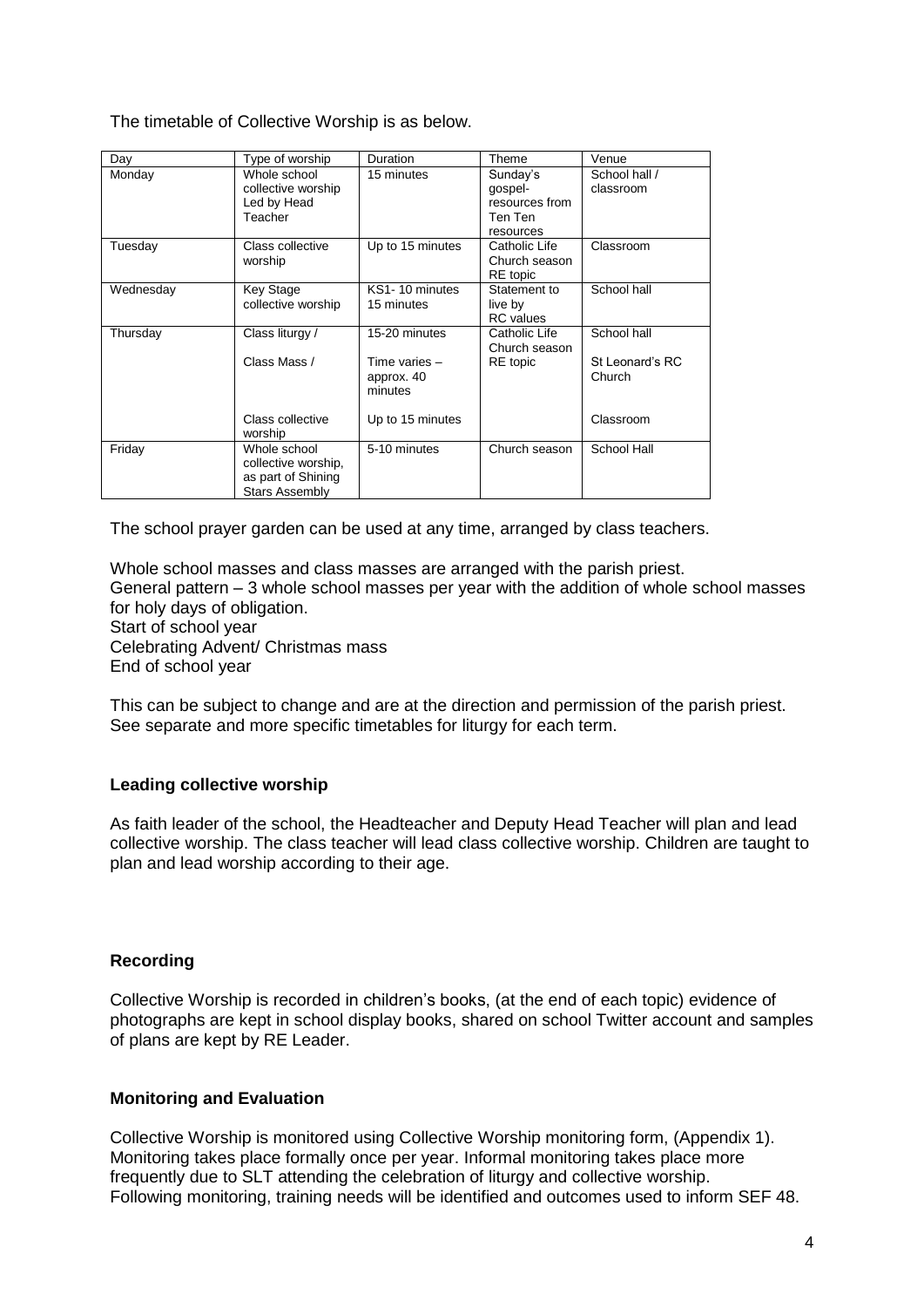The timetable of Collective Worship is as below.

| Day | Type of worship | Duration | Theme | Venue |
|---|---|---|---|---|
| Monday | Whole school collective worship Led by Head Teacher | 15 minutes | Sunday's gospel- resources from Ten Ten resources | School hall / classroom |
| Tuesday | Class collective worship | Up to 15 minutes | Catholic Life Church season RE topic | Classroom |
| Wednesday | Key Stage collective worship | KS1- 10 minutes 15 minutes | Statement to live by RC values | School hall |
| Thursday | Class liturgy / | 15-20 minutes | Catholic Life Church season RE topic | School hall |
| | Class Mass / | Time varies – approx. 40 minutes | | St Leonard's RC Church |
| | Class collective worship | Up to 15 minutes | | Classroom |
| Friday | Whole school collective worship, as part of Shining Stars Assembly | 5-10 minutes | Church season | School Hall |

The school prayer garden can be used at any time, arranged by class teachers.

Whole school masses and class masses are arranged with the parish priest.
General pattern – 3 whole school masses per year with the addition of whole school masses for holy days of obligation.
Start of school year
Celebrating Advent/ Christmas mass
End of school year

This can be subject to change and are at the direction and permission of the parish priest.
See separate and more specific timetables for liturgy for each term.

**Leading collective worship**

As faith leader of the school, the Headteacher and Deputy Head Teacher will plan and lead collective worship. The class teacher will lead class collective worship. Children are taught to plan and lead worship according to their age.

**Recording**

Collective Worship is recorded in children's books, (at the end of each topic) evidence of photographs are kept in school display books, shared on school Twitter account and samples of plans are kept by RE Leader.

**Monitoring and Evaluation**

Collective Worship is monitored using Collective Worship monitoring form, (Appendix 1).
Monitoring takes place formally once per year. Informal monitoring takes place more frequently due to SLT attending the celebration of liturgy and collective worship.
Following monitoring, training needs will be identified and outcomes used to inform SEF 48.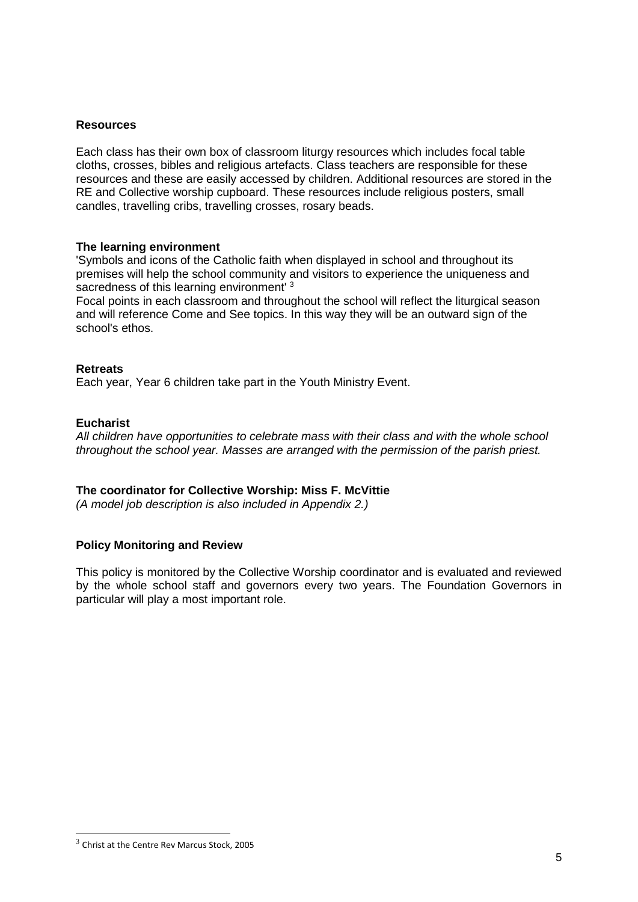## Resources

Each class has their own box of classroom liturgy resources which includes focal table cloths, crosses, bibles and religious artefacts. Class teachers are responsible for these resources and these are easily accessed by children. Additional resources are stored in the RE and Collective worship cupboard. These resources include religious posters, small candles, travelling cribs, travelling crosses, rosary beads.

## The learning environment

'Symbols and icons of the Catholic faith when displayed in school and throughout its premises will help the school community and visitors to experience the uniqueness and sacredness of this learning environment' [3]

Focal points in each classroom and throughout the school will reflect the liturgical season and will reference Come and See topics. In this way they will be an outward sign of the school's ethos.

## Retreats

Each year, Year 6 children take part in the Youth Ministry Event.

## Eucharist

*All children have opportunities to celebrate mass with their class and with the whole school throughout the school year. Masses are arranged with the permission of the parish priest.*

## The coordinator for Collective Worship: Miss F. McVittie

*(A model job description is also included in Appendix 2.)*

## Policy Monitoring and Review

This policy is monitored by the Collective Worship coordinator and is evaluated and reviewed by the whole school staff and governors every two years. The Foundation Governors in particular will play a most important role.

---

[3] Christ at the Centre Rev Marcus Stock, 2005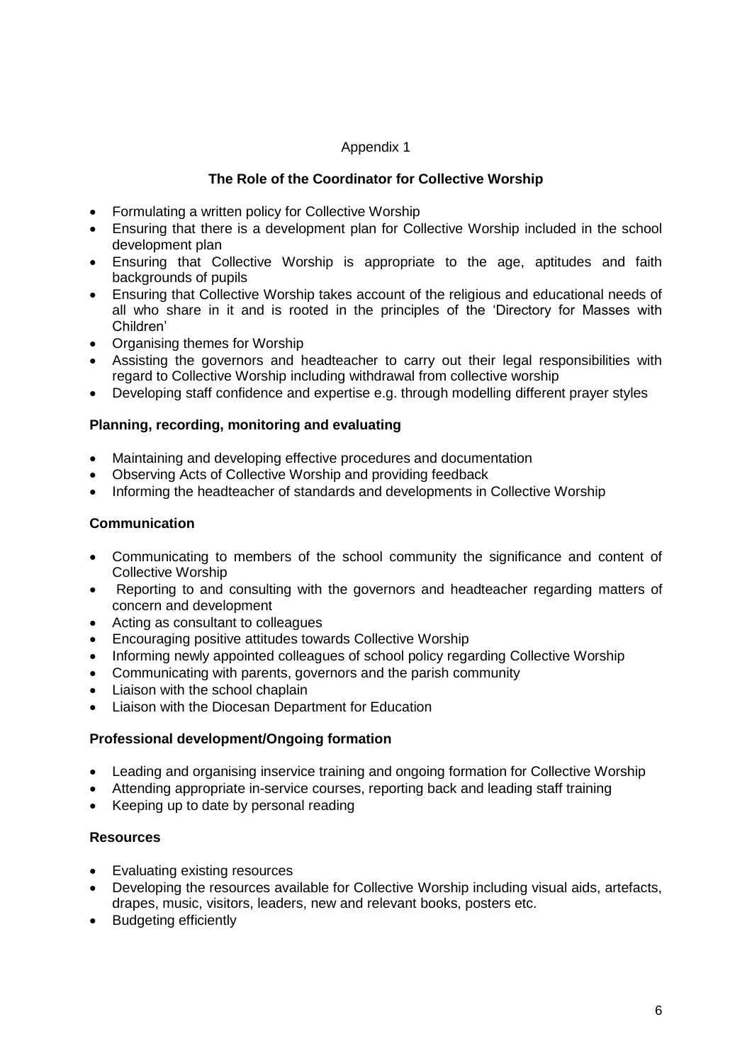Appendix 1

## The Role of the Coordinator for Collective Worship

- Formulating a written policy for Collective Worship
- Ensuring that there is a development plan for Collective Worship included in the school development plan
- Ensuring that Collective Worship is appropriate to the age, aptitudes and faith backgrounds of pupils
- Ensuring that Collective Worship takes account of the religious and educational needs of all who share in it and is rooted in the principles of the 'Directory for Masses with Children'
- Organising themes for Worship
- Assisting the governors and headteacher to carry out their legal responsibilities with regard to Collective Worship including withdrawal from collective worship
- Developing staff confidence and expertise e.g. through modelling different prayer styles

### Planning, recording, monitoring and evaluating

- Maintaining and developing effective procedures and documentation
- Observing Acts of Collective Worship and providing feedback
- Informing the headteacher of standards and developments in Collective Worship

### Communication

- Communicating to members of the school community the significance and content of Collective Worship
- Reporting to and consulting with the governors and headteacher regarding matters of concern and development
- Acting as consultant to colleagues
- Encouraging positive attitudes towards Collective Worship
- Informing newly appointed colleagues of school policy regarding Collective Worship
- Communicating with parents, governors and the parish community
- Liaison with the school chaplain
- Liaison with the Diocesan Department for Education

### Professional development/Ongoing formation

- Leading and organising inservice training and ongoing formation for Collective Worship
- Attending appropriate in-service courses, reporting back and leading staff training
- Keeping up to date by personal reading

### Resources

- Evaluating existing resources
- Developing the resources available for Collective Worship including visual aids, artefacts, drapes, music, visitors, leaders, new and relevant books, posters etc.
- Budgeting efficiently